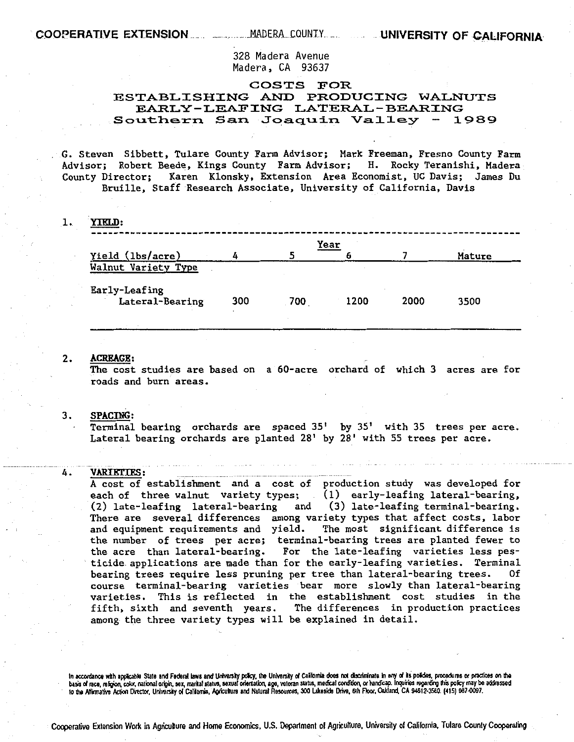COOPERATIVE EXTENSION MADERA COUNTY UNIVERSITY OF CALIFORNIA

328 Madera Avenue
Madera, CA 93637

# COSTS FOR ESTABLISHING AND PRODUCING WALNUTS EARLY-LEAFING LATERAL-BEARING Southern San Joaquin Valley - 1989

G. Steven Sibbett, Tulare County Farm Advisor; Mark Freeman, Fresno County Farm Advisor; Robert Beede, Kings County Farm Advisor; H. Rocky Teranishi, Madera County Director; Karen Klonsky, Extension Area Economist, UC Davis; James Du Bruille, Staff Research Associate, University of California, Davis

1. **YIELD:**

| | Year | | | | |
|---|---|---|---|---|---|
| Yield (lbs/acre) | 4 | 5 | 6 | 7 | Mature |
| Walnut Variety Type | | | | | |
| Early-Leafing Lateral-Bearing | 300 | 700 | 1200 | 2000 | 3500 |

2. **ACREAGE:**
The cost studies are based on a 60-acre orchard of which 3 acres are for roads and burn areas.

3. **SPACING:**
Terminal bearing orchards are spaced 35' by 35' with 35 trees per acre. Lateral bearing orchards are planted 28' by 28' with 55 trees per acre.

4. **VARIETIES:**
A cost of establishment and a cost of production study was developed for each of three walnut variety types; (1) early-leafing lateral-bearing, (2) late-leafing lateral-bearing and (3) late-leafing terminal-bearing. There are several differences among variety types that affect costs, labor and equipment requirements and yield. The most significant difference is the number of trees per acre; terminal-bearing trees are planted fewer to the acre than lateral-bearing. For the late-leafing varieties less pesticide applications are made than for the early-leafing varieties. Terminal bearing trees require less pruning per tree than lateral-bearing trees. Of course terminal-bearing varieties bear more slowly than lateral-bearing varieties. This is reflected in the establishment cost studies in the fifth, sixth and seventh years. The differences in production practices among the three variety types will be explained in detail.

In accordance with applicable State and Federal laws and University policy, the University of California does not discriminate in any of its policies, procedures or practices on the basis of race, religion, color, national origin, sex, marital status, sexual orientation, age, veteran status, medical condition, or handicap. Inquiries regarding this policy may be addressed to the Affirmative Action Director, University of California, Agriculture and Natural Resources, 300 Lakeside Drive, 6th Floor, Oakland, CA 94612-3560. (415) 987-0097.

Cooperative Extension Work in Agriculture and Home Economics, U.S. Department of Agriculture, University of California, Tulare County Cooperating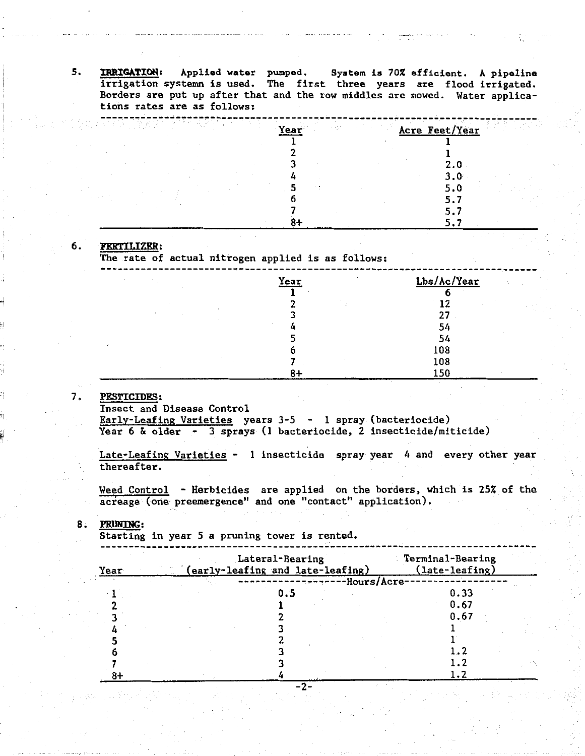5. **IRRIGATION:** Applied water pumped. System is 70% efficient. A pipeline irrigation systemn is used. The first three years are flood irrigated. Borders are put up after that and the row middles are mowed. Water applications rates are as follows:

| Year | Acre Feet/Year |
|---|---|
| 1 | 1 |
| 2 | 1 |
| 3 | 2.0 |
| 4 | 3.0 |
| 5 | 5.0 |
| 6 | 5.7 |
| 7 | 5.7 |
| 8+ | 5.7 |

6. **FERTILIZER:**
The rate of actual nitrogen applied is as follows:

| Year | Lbs/Ac/Year |
|---|---|
| 1 | 6 |
| 2 | 12 |
| 3 | 27 |
| 4 | 54 |
| 5 | 54 |
| 6 | 108 |
| 7 | 108 |
| 8+ | 150 |

7. **PESTICIDES:**
Insect and Disease Control
Early-Leafing Varieties years 3-5 - 1 spray (bacteriocide)
Year 6 & older - 3 sprays (1 bacteriocide, 2 insecticide/miticide)

Late-Leafing Varieties - 1 insecticide spray year 4 and every other year thereafter.

Weed Control - Herbicides are applied on the borders, which is 25% of the acreage (one preemergence" and one "contact" application).

8. **PRUNING:**
Starting in year 5 a pruning tower is rented.

| Year | Lateral-Bearing (early-leafing and late-leafing) | Terminal-Bearing (late-leafing) |
|---|---|---|
| | Hours/Acre | |
| 1 | 0.5 | 0.33 |
| 2 | 1 | 0.67 |
| 3 | 2 | 0.67 |
| 4 | 3 | 1 |
| 5 | 2 | 1 |
| 6 | 3 | 1.2 |
| 7 | 3 | 1.2 |
| 8+ | 4 | 1.2 |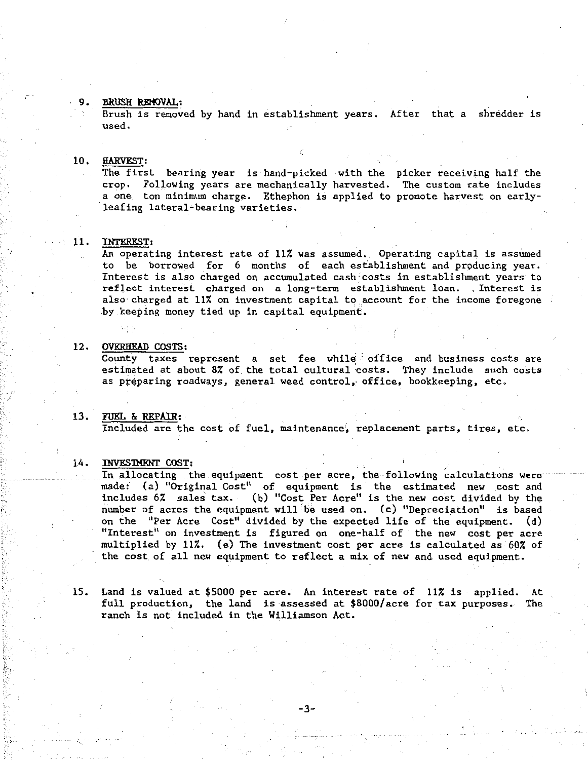9. **BRUSH REMOVAL:**
   Brush is removed by hand in establishment years. After that a shredder is used.

10. **HARVEST:**
    The first bearing year is hand-picked with the picker receiving half the crop. Following years are mechanically harvested. The custom rate includes a one ton minimum charge. Ethephon is applied to promote harvest on early-leafing lateral-bearing varieties.

11. **INTEREST:**
    An operating interest rate of 11% was assumed. Operating capital is assumed to be borrowed for 6 months of each establishment and producing year. Interest is also charged on accumulated cash costs in establishment years to reflect interest charged on a long-term establishment loan. Interest is also charged at 11% on investment capital to account for the income foregone by keeping money tied up in capital equipment.

12. **OVERHEAD COSTS:**
    County taxes represent a set fee while office and business costs are estimated at about 8% of the total cultural costs. They include such costs as preparing roadways, general weed control, office, bookkeeping, etc.

13. **FUEL & REPAIR:**
    Included are the cost of fuel, maintenance, replacement parts, tires, etc.

14. **INVESTMENT COST:**
    In allocating the equipment cost per acre, the following calculations were made: (a) "Original Cost" of equipment is the estimated new cost and includes 6% sales tax. (b) "Cost Per Acre" is the new cost divided by the number of acres the equipment will be used on. (c) "Depreciation" is based on the "Per Acre Cost" divided by the expected life of the equipment. (d) "Interest" on investment is figured on one-half of the new cost per acre multiplied by 11%. (e) The investment cost per acre is calculated as 60% of the cost of all new equipment to reflect a mix of new and used equipment.

15. Land is valued at $5000 per acre. An interest rate of 11% is applied. At full production, the land is assessed at $8000/acre for tax purposes. The ranch is not included in the Williamson Act.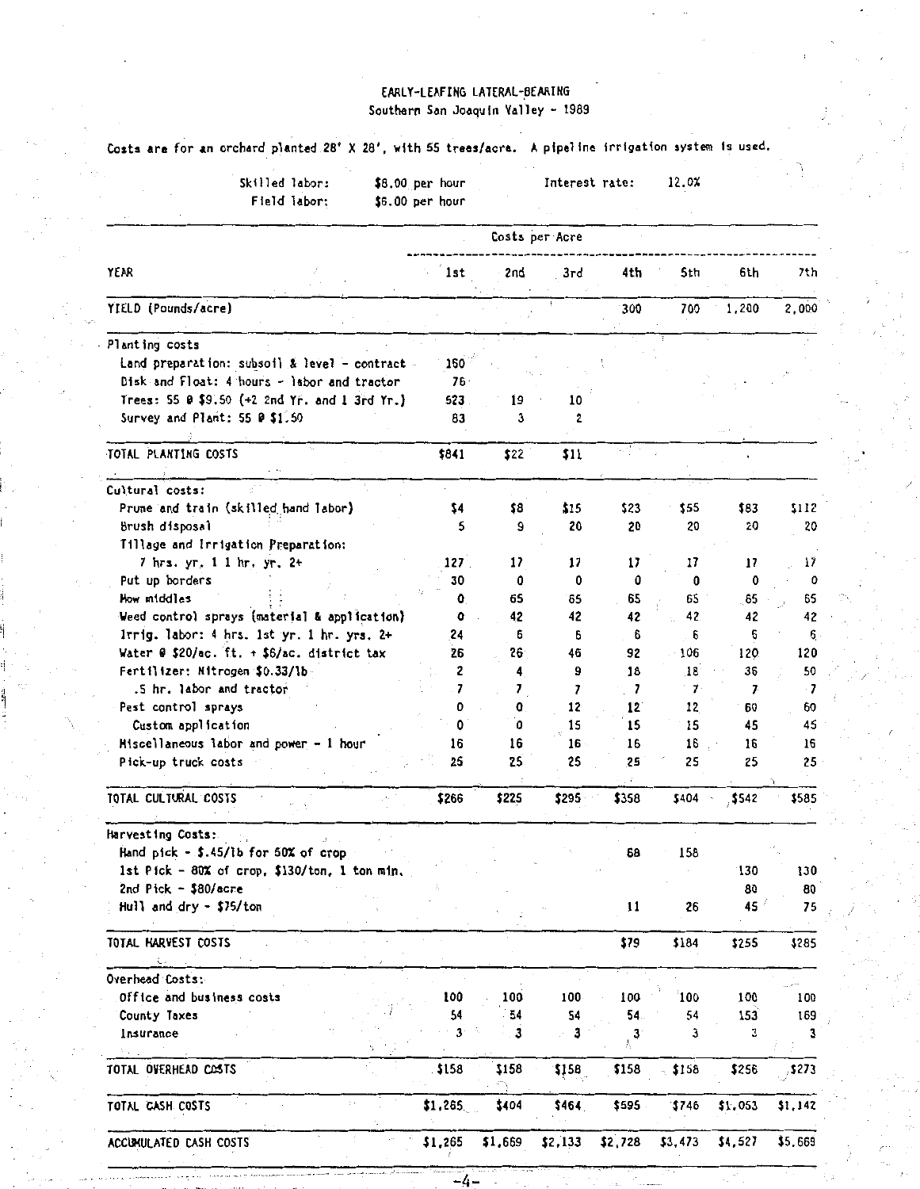EARLY-LEAFING LATERAL-BEARING
Southern San Joaquin Valley - 1989

Costs are for an orchard planted 28' X 28', with 55 trees/acre. A pipeline irrigation system is used.

Skilled labor: $8.00 per hour | Interest rate: 12.0%
Field labor: $6.00 per hour

| | Costs per Acre | | | | | | |
|---|---|---|---|---|---|---|---|
| YEAR | 1st | 2nd | 3rd | 4th | 5th | 6th | 7th |
| YIELD (Pounds/acre) | | | | 300 | 700 | 1,200 | 2,000 |
| Planting costs | | | | | | | |
| Land preparation: subsoil & level - contract | 160 | | | | | | |
| Disk and Float: 4 hours - labor and tractor | 76 | | | | | | |
| Trees: 55 @ $9.50 (+2 2nd Yr. and 1 3rd Yr.) | 523 | 19 | 10 | | | | |
| Survey and Plant: 55 @ $1.50 | 83 | 3 | 2 | | | | |
| TOTAL PLANTING COSTS | $841 | $22 | $11 | | | | |
| Cultural costs: | | | | | | | |
| Prune and train (skilled hand labor) | $4 | $8 | $15 | $23 | $55 | $83 | $112 |
| Brush disposal | 5 | 9 | 20 | 20 | 20 | 20 | 20 |
| Tillage and Irrigation Preparation: | | | | | | | |
| 7 hrs. yr. 1 1 hr. yr. 2+ | 127 | 17 | 17 | 17 | 17 | 17 | 17 |
| Put up borders | 30 | 0 | 0 | 0 | 0 | 0 | 0 |
| Mow middles | 0 | 65 | 65 | 65 | 65 | 65 | 65 |
| Weed control sprays (material & application) | 0 | 42 | 42 | 42 | 42 | 42 | 42 |
| Irrig. labor: 4 hrs. 1st yr. 1 hr. yrs. 2+ | 24 | 6 | 6 | 6 | 6 | 6 | 6 |
| Water @ $20/ac. ft. + $6/ac. district tax | 26 | 26 | 46 | 92 | 106 | 120 | 120 |
| Fertilizer: Nitrogen $0.33/lb | 2 | 4 | 9 | 18 | 18 | 36 | 50 |
| .5 hr. labor and tractor | 7 | 7 | 7 | 7 | 7 | 7 | 7 |
| Pest control sprays | 0 | 0 | 12 | 12 | 12 | 60 | 60 |
| Custom application | 0 | 0 | 15 | 15 | 15 | 45 | 45 |
| Miscellaneous labor and power - 1 hour | 16 | 16 | 16 | 16 | 16 | 16 | 16 |
| Pick-up truck costs | 25 | 25 | 25 | 25 | 25 | 25 | 25 |
| TOTAL CULTURAL COSTS | $266 | $225 | $295 | $358 | $404 | $542 | $585 |
| Harvesting Costs: | | | | | | | |
| Hand pick - $.45/lb for 50% of crop | | | | 68 | 158 | | |
| 1st Pick - 80% of crop, $130/ton, 1 ton min. | | | | | | 130 | 130 |
| 2nd Pick - $80/acre | | | | | | 80 | 80 |
| Hull and dry - $75/ton | | | | 11 | 26 | 45 | 75 |
| TOTAL HARVEST COSTS | | | | $79 | $184 | $255 | $285 |
| Overhead Costs: | | | | | | | |
| Office and business costs | 100 | 100 | 100 | 100 | 100 | 100 | 100 |
| County Taxes | 54 | 54 | 54 | 54 | 54 | 153 | 169 |
| Insurance | 3 | 3 | 3 | 3 | 3 | 3 | 3 |
| TOTAL OVERHEAD COSTS | $158 | $158 | $158 | $158 | $158 | $256 | $273 |
| TOTAL CASH COSTS | $1,265 | $404 | $464 | $595 | $746 | $1,053 | $1,142 |
| ACCUMULATED CASH COSTS | $1,265 | $1,669 | $2,133 | $2,728 | $3,473 | $4,527 | $5,669 |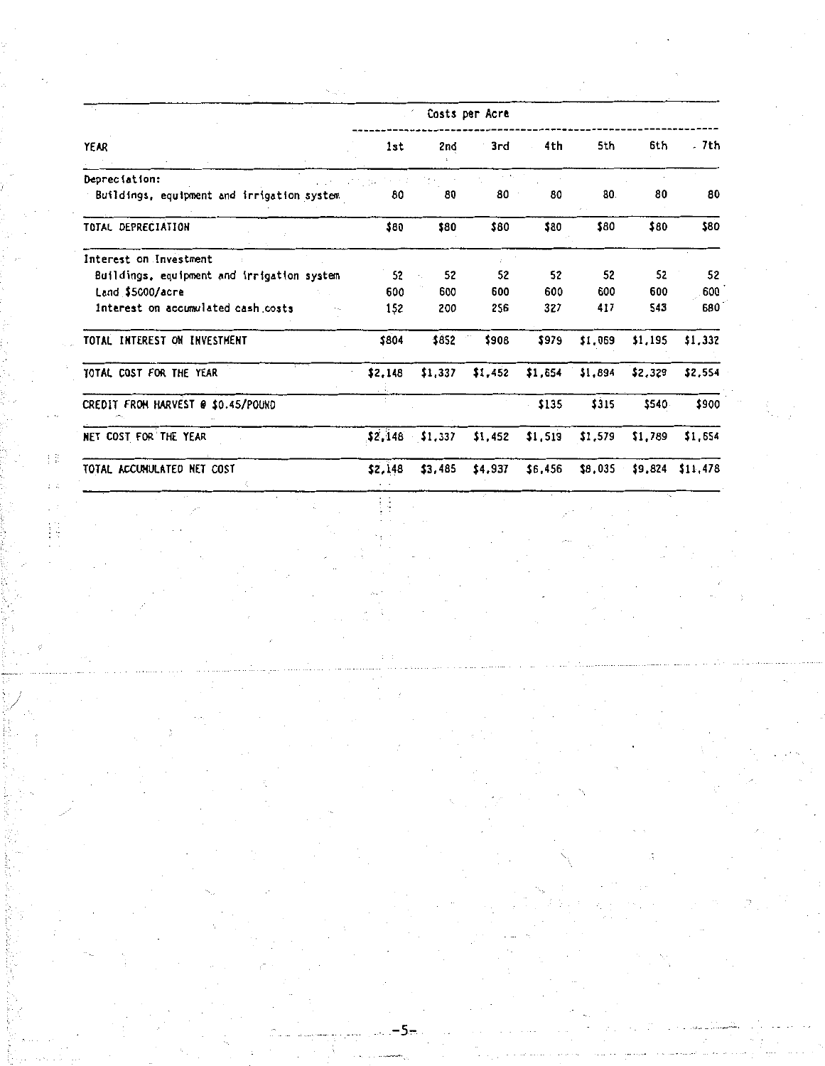| YEAR | Costs per Acre | | | | | | |
|---|---|---|---|---|---|---|---|
| | 1st | 2nd | 3rd | 4th | 5th | 6th | 7th |
| Depreciation: | | | | | | | |
| Buildings, equipment and irrigation system | 80 | 80 | 80 | 80 | 80 | 80 | 80 |
| TOTAL DEPRECIATION | $80 | $80 | $80 | $80 | $80 | $80 | $80 |
| Interest on Investment | | | | | | | |
| Buildings, equipment and irrigation system | 52 | 52 | 52 | 52 | 52 | 52 | 52 |
| Land $5000/acre | 600 | 600 | 600 | 600 | 600 | 600 | 600 |
| Interest on accumulated cash costs | 152 | 200 | 256 | 327 | 417 | 543 | 680 |
| TOTAL INTEREST ON INVESTMENT | $804 | $852 | $908 | $979 | $1,069 | $1,195 | $1,332 |
| TOTAL COST FOR THE YEAR | $2,148 | $1,337 | $1,452 | $1,654 | $1,894 | $2,329 | $2,554 |
| CREDIT FROM HARVEST @ $0.45/POUND | | | | $135 | $315 | $540 | $900 |
| NET COST FOR THE YEAR | $2,148 | $1,337 | $1,452 | $1,519 | $1,579 | $1,789 | $1,654 |
| TOTAL ACCUMULATED NET COST | $2,148 | $3,485 | $4,937 | $6,456 | $8,035 | $9,824 | $11,478 |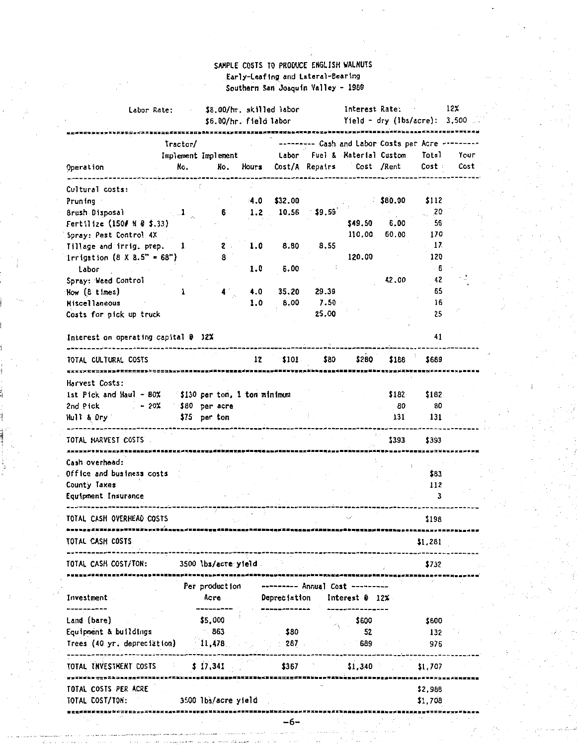SAMPLE COSTS TO PRODUCE ENGLISH WALNUTS
Early-Leafing and Lateral-Bearing
Southern San Joaquin Valley - 1989

Labor Rate: $8.00/hr. skilled labor; $6.00/hr. field labor
Interest Rate: 12%
Yield - dry (lbs/acre): 3,500

| Operation | Tractor/ Implement No. | Implement No. | Hours | Labor Cost/A | Fuel & Repairs | Material Cost | Custom /Rent | Total Cost | Your Cost |
|---|---|---|---|---|---|---|---|---|---|
| Cultural costs: | | | | | | | | | |
| Pruning | | | 4.0 | $32.00 | | | $80.00 | $112 | |
| Brush Disposal | 1 | 6 | 1.2 | 10.56 | $9.59 | | | 20 | |
| Fertilize (150# N @ $.33) | | | | | | $49.50 | 6.00 | 56 | |
| Spray: Pest Control 4X | | | | | | 110.00 | 60.00 | 170 | |
| Tillage and irrig. prep. | 1 | 2 | 1.0 | 8.80 | 8.55 | | | 17 | |
| Irrigation (8 X 8.5" = 68") | | 8 | | | | 120.00 | | 120 | |
| Labor | | | 1.0 | 6.00 | | | | 6 | |
| Spray: Weed Control | | | | | | | 42.00 | 42 | |
| Mow (8 times) | 1 | 4 | 4.0 | 35.20 | 29.39 | | | 65 | |
| Miscellaneous | | | 1.0 | 8.00 | 7.50 | | | 16 | |
| Costs for pick up truck | | | | | 25.00 | | | 25 | |
| Interest on operating capital @ 12% | | | | | | | | 41 | |
| TOTAL CULTURAL COSTS | | | 12 | $101 | $80 | $280 | $188 | $689 | |
| Harvest Costs: | | | | | | | | | |
| 1st Pick and Haul - 80% | $130 per ton, 1 ton minimum | | | | | | $182 | $182 | |
| 2nd Pick - 20% | $80 per acre | | | | | | 80 | 80 | |
| Hull & Dry | $75 per ton | | | | | | 131 | 131 | |
| TOTAL HARVEST COSTS | | | | | | | $393 | $393 | |
| Cash overhead: | | | | | | | | | |
| Office and business costs | | | | | | | | $83 | |
| County Taxes | | | | | | | | 112 | |
| Equipment Insurance | | | | | | | | 3 | |
| TOTAL CASH OVERHEAD COSTS | | | | | | | | $198 | |
| TOTAL CASH COSTS | | | | | | | | $1,281 | |
| TOTAL CASH COST/TON: | 3500 lbs/acre yield | | | | | | | $732 | |

| Investment | Per production Acre | Annual Cost: Depreciation | Annual Cost: Interest @ 12% | |
|---|---|---|---|---|
| Land (bare) | $5,000 | | $600 | $600 |
| Equipment & buildings | 863 | $80 | 52 | 132 |
| Trees (40 yr. depreciation) | 11,478 | 287 | 689 | 976 |
| TOTAL INVESTMENT COSTS | $ 17,341 | $367 | $1,340 | $1,707 |
| TOTAL COSTS PER ACRE | | | | $2,988 |
| TOTAL COST/TON: | 3500 lbs/acre yield | | | $1,708 |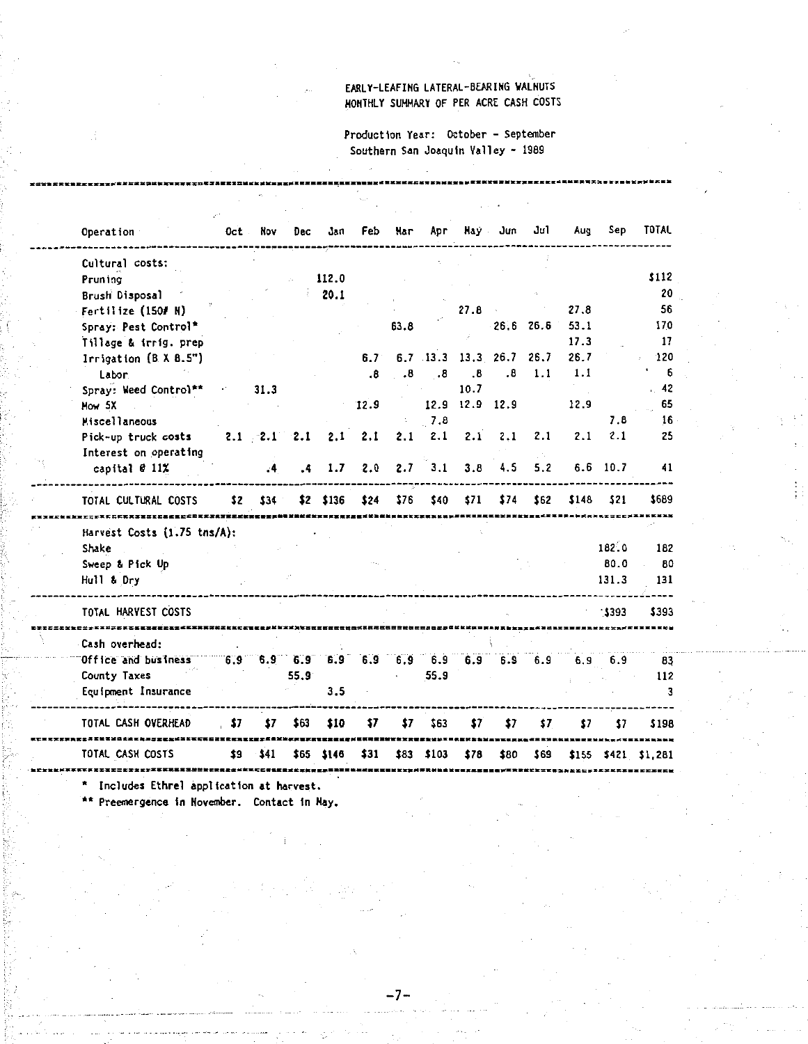EARLY-LEAFING LATERAL-BEARING WALNUTS
MONTHLY SUMMARY OF PER ACRE CASH COSTS

Production Year: October - September
Southern San Joaquin Valley - 1989

| Operation | Oct | Nov | Dec | Jan | Feb | Mar | Apr | May | Jun | Jul | Aug | Sep | TOTAL |
|---|---|---|---|---|---|---|---|---|---|---|---|---|---|
| Cultural costs: | | | | | | | | | | | | | |
| Pruning | | | | 112.0 | | | | | | | | | $112 |
| Brush Disposal | | | | 20.1 | | | | | | | | | 20 |
| Fertilize (150# N) | | | | | | | | 27.8 | | | 27.8 | | 56 |
| Spray: Pest Control* | | | | | | 63.8 | | | 26.6 | 26.6 | 53.1 | | 170 |
| Tillage & irrig. prep | | | | | | | | | | | 17.3 | | 17 |
| Irrigation (8 X 8.5") | | | | | 6.7 | 6.7 | 13.3 | 13.3 | 26.7 | 26.7 | 26.7 | | 120 |
| Labor | | | | | .8 | .8 | .8 | .8 | .8 | 1.1 | 1.1 | | 6 |
| Spray: Weed Control** | | 31.3 | | | | | | 10.7 | | | | | 42 |
| Mow 5X | | | | | 12.9 | | 12.9 | 12.9 | 12.9 | | 12.9 | | 65 |
| Miscellaneous | | | | | | | 7.8 | | | | | 7.8 | 16 |
| Pick-up truck costs | 2.1 | 2.1 | 2.1 | 2.1 | 2.1 | 2.1 | 2.1 | 2.1 | 2.1 | 2.1 | 2.1 | 2.1 | 25 |
| Interest on operating capital @ 11% | | .4 | .4 | 1.7 | 2.0 | 2.7 | 3.1 | 3.8 | 4.5 | 5.2 | 6.6 | 10.7 | 41 |
| TOTAL CULTURAL COSTS | $2 | $34 | $2 | $136 | $24 | $76 | $40 | $71 | $74 | $62 | $148 | $21 | $689 |
| Harvest Costs (1.75 tns/A): | | | | | | | | | | | | | |
| Shake | | | | | | | | | | | | 182.0 | 182 |
| Sweep & Pick Up | | | | | | | | | | | | 80.0 | 80 |
| Hull & Dry | | | | | | | | | | | | 131.3 | 131 |
| TOTAL HARVEST COSTS | | | | | | | | | | | | $393 | $393 |
| Cash overhead: | | | | | | | | | | | | | |
| Office and business | 6.9 | 6.9 | 6.9 | 6.9 | 6.9 | 6.9 | 6.9 | 6.9 | 6.9 | 6.9 | 6.9 | 6.9 | 83 |
| County Taxes | | | 55.9 | | | | 55.9 | | | | | | 112 |
| Equipment Insurance | | | | 3.5 | | | | | | | | | 3 |
| TOTAL CASH OVERHEAD | $7 | $7 | $63 | $10 | $7 | $7 | $63 | $7 | $7 | $7 | $7 | $7 | $198 |
| TOTAL CASH COSTS | $9 | $41 | $65 | $146 | $31 | $83 | $103 | $78 | $80 | $69 | $155 | $421 | $1,281 |

\* Includes Ethrel application at harvest.

\*\* Preemergence in November. Contact in May.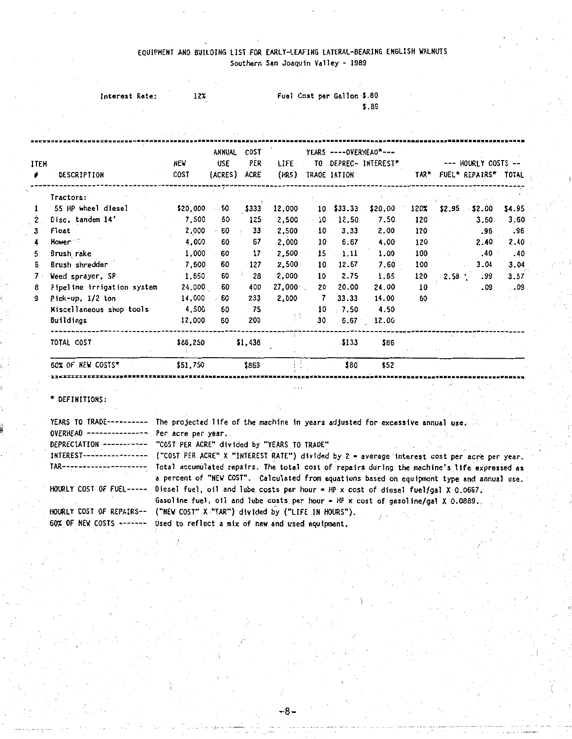EQUIPMENT AND BUILDING LIST FOR EARLY-LEAFING LATERAL-BEARING ENGLISH WALNUTS

Southern San Joaquin Valley - 1989

Interest Rate: 12%

Fuel Cost per Gallon $.80

$.85

| ITEM # | DESCRIPTION | NEW COST | ANNUAL USE (ACRES) | COST PER ACRE | LIFE (HRS) | YEARS TO TRADE | ----OVERHEAD*--- DEPRECIATION | INTEREST* | TAR* | --- HOURLY COSTS -- FUEL* | REPAIRS* | TOTAL |
|---|---|---|---|---|---|---|---|---|---|---|---|---|
| | Tractors: | | | | | | | | | | | |
| 1 | 55 HP wheel diesel | $20,000 | 60 | $333 | 12,000 | 10 | $33.33 | $20.00 | 120% | $2.95 | $2.00 | $4.95 |
| 2 | Disc, tandem 14' | 7,500 | 60 | 125 | 2,500 | 10 | 12.50 | 7.50 | 120 | | 3.60 | 3.60 |
| 3 | Float | 2,000 | 60 | 33 | 2,500 | 10 | 3.33 | 2.00 | 120 | | .96 | .96 |
| 4 | Mower | 4,000 | 60 | 67 | 2,000 | 10 | 6.67 | 4.00 | 120 | | 2.40 | 2.40 |
| 5 | Brush rake | 1,000 | 60 | 17 | 2,500 | 15 | 1.11 | 1.00 | 100 | | .40 | .40 |
| 6 | Brush shredder | 7,600 | 60 | 127 | 2,500 | 10 | 12.67 | 7.60 | 100 | | 3.04 | 3.04 |
| 7 | Weed sprayer, SP | 1,650 | 60 | 28 | 2,000 | 10 | 2.75 | 1.65 | 120 | 2.58 | .99 | 3.57 |
| 8 | Pipeline irrigation system | 24,000 | 60 | 400 | 27,000 | 20 | 20.00 | 24.00 | 10 | | .09 | .09 |
| 9 | Pick-up, 1/2 ton | 14,000 | 60 | 233 | 2,000 | 7 | 33.33 | 14.00 | 60 | | | |
| | Miscellaneous shop tools | 4,500 | 60 | 75 | | 10 | 7.50 | 4.50 | | | | |
| | Buildings | 12,000 | 60 | 200 | | 30 | 6.67 | 12.00 | | | | |
| | TOTAL COST | $86,250 | | $1,438 | | | $133 | $86 | | | | |
| | 60% OF NEW COSTS* | $51,750 | | $863 | | | $80 | $52 | | | | |

\* DEFINITIONS:

YEARS TO TRADE---------- The projected life of the machine in years adjusted for excessive annual use.

OVERHEAD --------------- Per acre per year.

DEPRECIATION ----------- "COST PER ACRE" divided by "YEARS TO TRADE"

INTEREST---------------- ("COST PER ACRE" X "INTEREST RATE") divided by 2 = average interest cost per acre per year.

TAR--------------------- Total accumulated repairs. The total cost of repairs during the machine's life expressed as a percent of "NEW COST". Calculated from equations based on equipment type and annual use.

HOURLY COST OF FUEL----- Diesel fuel, oil and lube costs per hour = HP x cost of diesel fuel/gal X 0.0667. Gasoline fuel, oil and lube costs per hour = HP x cost of gasoline/gal X 0.0889.

HOURLY COST OF REPAIRS-- ("NEW COST" X "TAR") divided by ("LIFE IN HOURS").

60% OF NEW COSTS ------- Used to reflect a mix of new and used equipment.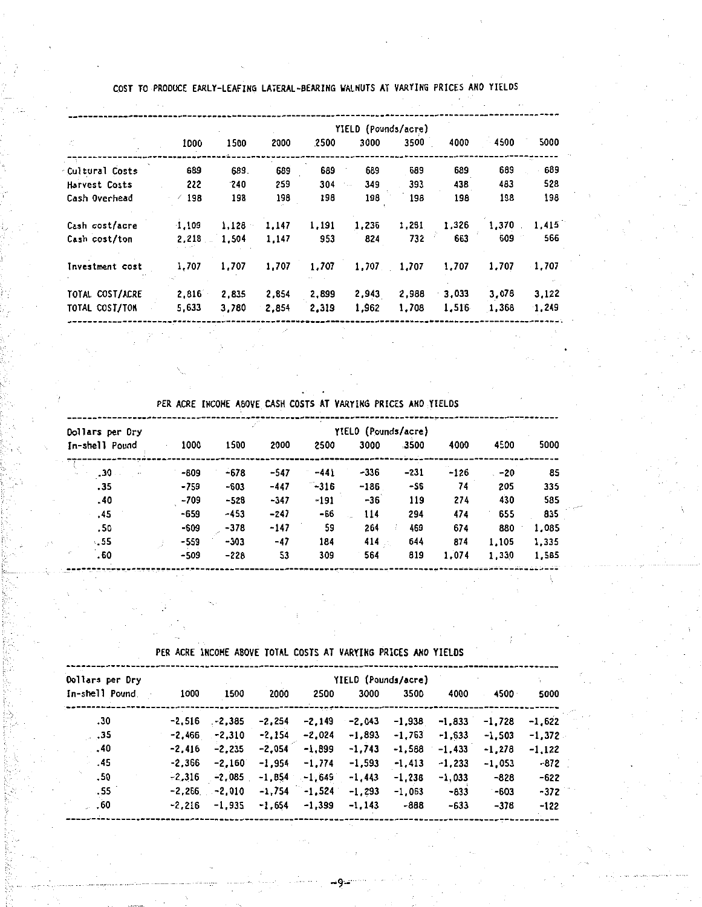## COST TO PRODUCE EARLY-LEAFING LATERAL-BEARING WALNUTS AT VARYING PRICES AND YIELDS

| | YIELD (Pounds/acre) | | | | | | | | |
|---|---|---|---|---|---|---|---|---|---|
| | 1000 | 1500 | 2000 | 2500 | 3000 | 3500 | 4000 | 4500 | 5000 |
| Cultural Costs | 689 | 689 | 689 | 689 | 689 | 689 | 689 | 689 | 689 |
| Harvest Costs | 222 | 240 | 259 | 304 | 349 | 393 | 438 | 483 | 528 |
| Cash Overhead | 198 | 198 | 198 | 198 | 198 | 198 | 198 | 198 | 198 |
| Cash cost/acre | 1,109 | 1,128 | 1,147 | 1,191 | 1,236 | 1,281 | 1,326 | 1,370 | 1,415 |
| Cash cost/ton | 2,218 | 1,504 | 1,147 | 953 | 824 | 732 | 663 | 609 | 566 |
| Investment cost | 1,707 | 1,707 | 1,707 | 1,707 | 1,707 | 1,707 | 1,707 | 1,707 | 1,707 |
| TOTAL COST/ACRE | 2,816 | 2,835 | 2,854 | 2,899 | 2,943 | 2,988 | 3,033 | 3,078 | 3,122 |
| TOTAL COST/TON | 5,633 | 3,780 | 2,854 | 2,319 | 1,962 | 1,708 | 1,516 | 1,368 | 1,249 |

## PER ACRE INCOME ABOVE CASH COSTS AT VARYING PRICES AND YIELDS

| Dollars per Dry In-shell Pound | YIELD (Pounds/acre) | | | | | | | | |
|---|---|---|---|---|---|---|---|---|---|
| | 1000 | 1500 | 2000 | 2500 | 3000 | 3500 | 4000 | 4500 | 5000 |
| .30 | -809 | -678 | -547 | -441 | -336 | -231 | -126 | -20 | 85 |
| .35 | -759 | -603 | -447 | -316 | -186 | -56 | 74 | 205 | 335 |
| .40 | -709 | -528 | -347 | -191 | -36 | 119 | 274 | 430 | 585 |
| .45 | -659 | -453 | -247 | -66 | 114 | 294 | 474 | 655 | 835 |
| .50 | -609 | -378 | -147 | 59 | 264 | 469 | 674 | 880 | 1,085 |
| .55 | -559 | -303 | -47 | 184 | 414 | 644 | 874 | 1,105 | 1,335 |
| .60 | -509 | -228 | 53 | 309 | 564 | 819 | 1,074 | 1,330 | 1,585 |

## PER ACRE INCOME ABOVE TOTAL COSTS AT VARYING PRICES AND YIELDS

| Dollars per Dry In-shell Pound | YIELD (Pounds/acre) | | | | | | | | |
|---|---|---|---|---|---|---|---|---|---|
| | 1000 | 1500 | 2000 | 2500 | 3000 | 3500 | 4000 | 4500 | 5000 |
| .30 | -2,516 | -2,385 | -2,254 | -2,149 | -2,043 | -1,938 | -1,833 | -1,728 | -1,622 |
| .35 | -2,466 | -2,310 | -2,154 | -2,024 | -1,893 | -1,763 | -1,633 | -1,503 | -1,372 |
| .40 | -2,416 | -2,235 | -2,054 | -1,899 | -1,743 | -1,588 | -1,433 | -1,278 | -1,122 |
| .45 | -2,366 | -2,160 | -1,954 | -1,774 | -1,593 | -1,413 | -1,233 | -1,053 | -872 |
| .50 | -2,316 | -2,085 | -1,854 | -1,649 | -1,443 | -1,238 | -1,033 | -828 | -622 |
| .55 | -2,266 | -2,010 | -1,754 | -1,524 | -1,293 | -1,063 | -833 | -603 | -372 |
| .60 | -2,216 | -1,935 | -1,654 | -1,399 | -1,143 | -888 | -633 | -378 | -122 |